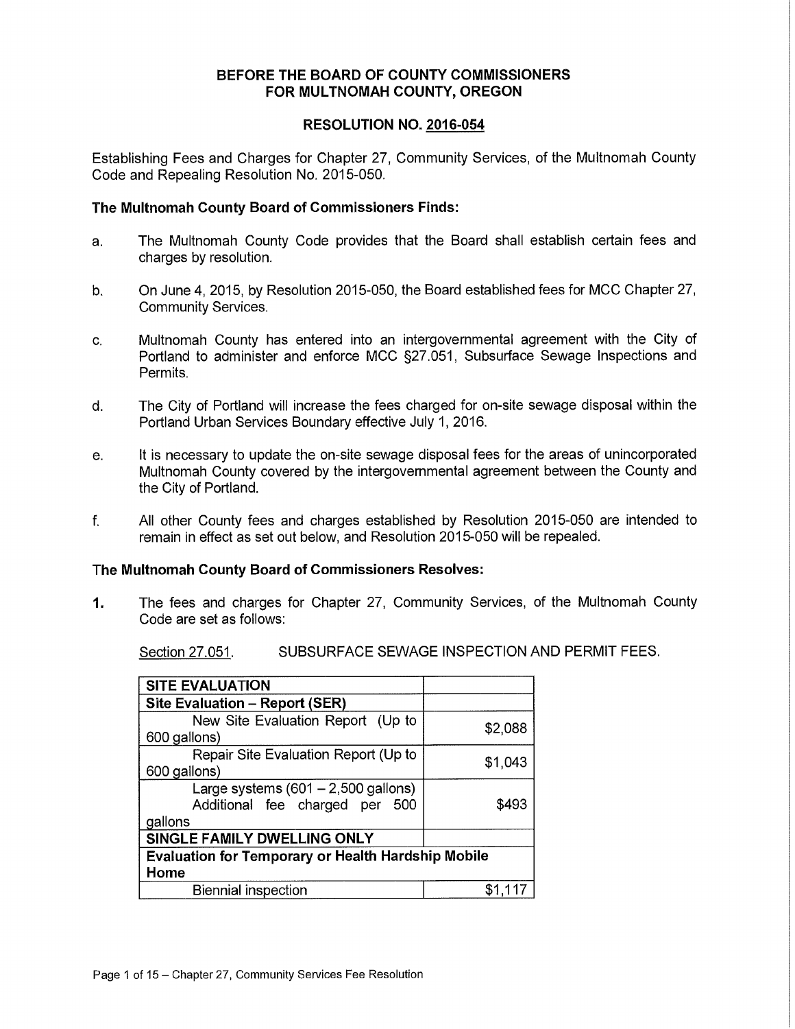# BEFORE THE BOARD OF COUNTY COMMISSIONERS FOR MULTNOMAH COUNTY, OREGON

## RESOLUTION NO. 2016-054

Establishing Fees and Charges for Chapter 27, Community Services, of the Multnomah County Code and Repealing Resolution No. 2015-050.

**The Multnomah County Board of Commissioners Finds:**

a. The Multnomah County Code provides that the Board shall establish certain fees and charges by resolution.

b. On June 4, 2015, by Resolution 2015-050, the Board established fees for MCC Chapter 27, Community Services.

c. Multnomah County has entered into an intergovernmental agreement with the City of Portland to administer and enforce MCC §27.051, Subsurface Sewage Inspections and Permits.

d. The City of Portland will increase the fees charged for on-site sewage disposal within the Portland Urban Services Boundary effective July 1, 2016.

e. It is necessary to update the on-site sewage disposal fees for the areas of unincorporated Multnomah County covered by the intergovernmental agreement between the County and the City of Portland.

f. All other County fees and charges established by Resolution 2015-050 are intended to remain in effect as set out below, and Resolution 2015-050 will be repealed.

**The Multnomah County Board of Commissioners Resolves:**

**1.** The fees and charges for Chapter 27, Community Services, of the Multnomah County Code are set as follows:

Section 27.051. SUBSURFACE SEWAGE INSPECTION AND PERMIT FEES.

| **SITE EVALUATION** | |
|---|---|
| **Site Evaluation – Report (SER)** | |
| New Site Evaluation Report (Up to 600 gallons) | $2,088 |
| Repair Site Evaluation Report (Up to 600 gallons) | $1,043 |
| Large systems (601 – 2,500 gallons) Additional fee charged per 500 gallons | $493 |
| **SINGLE FAMILY DWELLING ONLY** | |
| **Evaluation for Temporary or Health Hardship Mobile Home** | |
| Biennial inspection | $1,117 |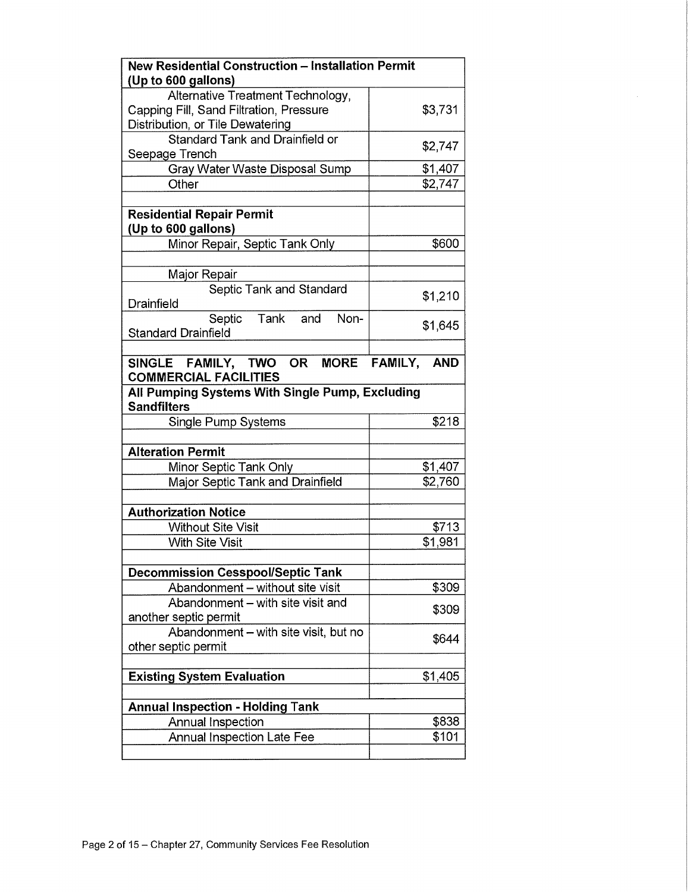| **New Residential Construction – Installation Permit (Up to 600 gallons)** | |
|---|---|
| Alternative Treatment Technology, Capping Fill, Sand Filtration, Pressure Distribution, or Tile Dewatering | $3,731 |
| Standard Tank and Drainfield or Seepage Trench | $2,747 |
| Gray Water Waste Disposal Sump | $1,407 |
| Other | $2,747 |
| | |
| **Residential Repair Permit (Up to 600 gallons)** | |
| Minor Repair, Septic Tank Only | $600 |
| | |
| Major Repair | |
| Septic Tank and Standard Drainfield | $1,210 |
| Septic Tank and Non-Standard Drainfield | $1,645 |
| | |
| **SINGLE FAMILY, TWO OR MORE FAMILY, AND COMMERCIAL FACILITIES** | |
| **All Pumping Systems With Single Pump, Excluding Sandfilters** | |
| Single Pump Systems | $218 |
| | |
| **Alteration Permit** | |
| Minor Septic Tank Only | $1,407 |
| Major Septic Tank and Drainfield | $2,760 |
| | |
| **Authorization Notice** | |
| Without Site Visit | $713 |
| With Site Visit | $1,981 |
| | |
| **Decommission Cesspool/Septic Tank** | |
| Abandonment – without site visit | $309 |
| Abandonment – with site visit and another septic permit | $309 |
| Abandonment – with site visit, but no other septic permit | $644 |
| | |
| **Existing System Evaluation** | $1,405 |
| | |
| **Annual Inspection - Holding Tank** | |
| Annual Inspection | $838 |
| Annual Inspection Late Fee | $101 |
| | |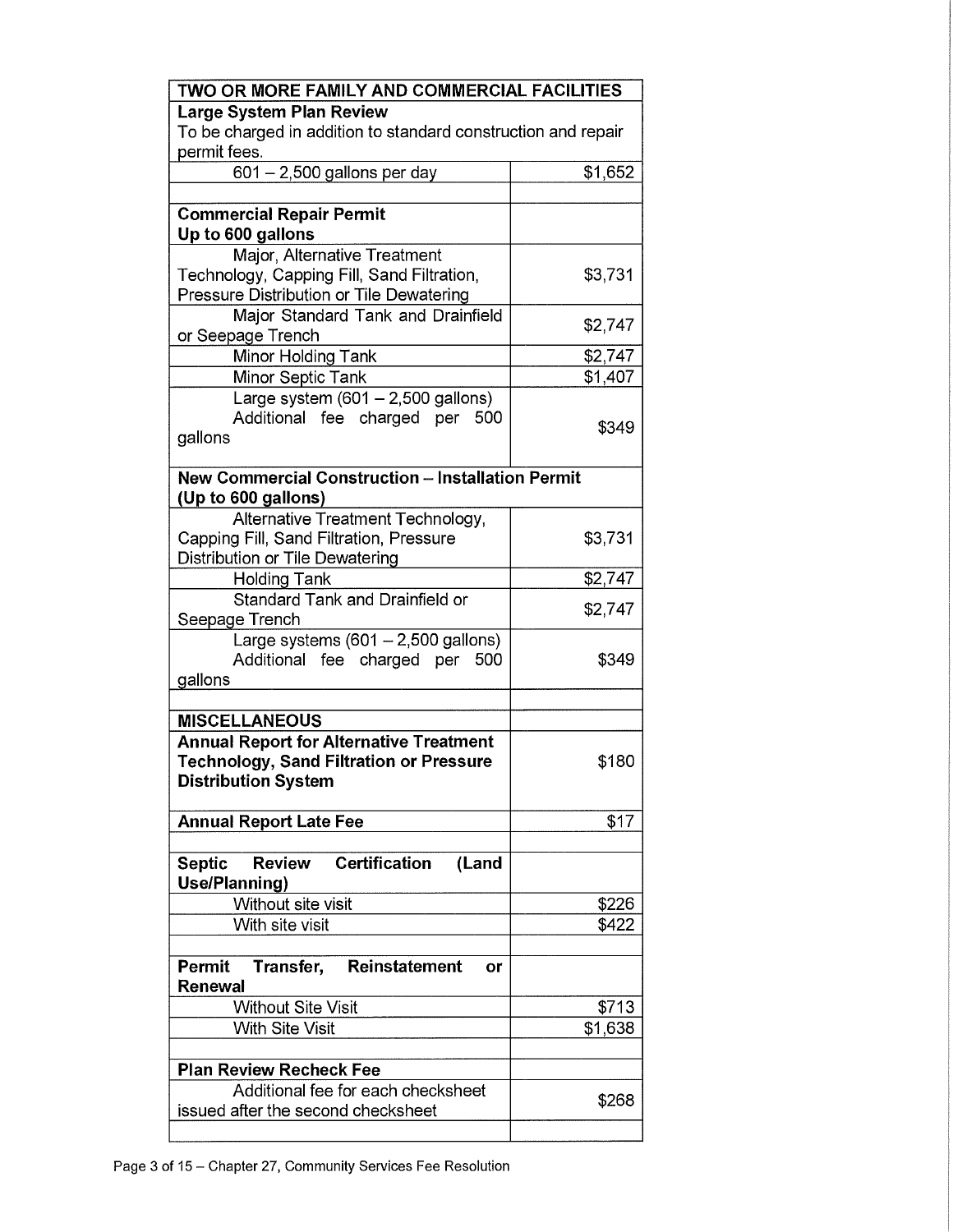| TWO OR MORE FAMILY AND COMMERCIAL FACILITIES | |
|---|---|
| **Large System Plan Review**<br>To be charged in addition to standard construction and repair permit fees. | |
| 601 – 2,500 gallons per day | $1,652 |
| | |
| **Commercial Repair Permit**<br>**Up to 600 gallons** | |
| Major, Alternative Treatment Technology, Capping Fill, Sand Filtration, Pressure Distribution or Tile Dewatering | $3,731 |
| Major Standard Tank and Drainfield or Seepage Trench | $2,747 |
| Minor Holding Tank | $2,747 |
| Minor Septic Tank | $1,407 |
| Large system (601 – 2,500 gallons)<br>Additional fee charged per 500 gallons | $349 |
| **New Commercial Construction – Installation Permit (Up to 600 gallons)** | |
| Alternative Treatment Technology, Capping Fill, Sand Filtration, Pressure Distribution or Tile Dewatering | $3,731 |
| Holding Tank | $2,747 |
| Standard Tank and Drainfield or Seepage Trench | $2,747 |
| Large systems (601 – 2,500 gallons)<br>Additional fee charged per 500 gallons | $349 |
| | |
| **MISCELLANEOUS** | |
| **Annual Report for Alternative Treatment Technology, Sand Filtration or Pressure Distribution System** | $180 |
| **Annual Report Late Fee** | $17 |
| | |
| **Septic Review Certification (Land Use/Planning)** | |
| Without site visit | $226 |
| With site visit | $422 |
| | |
| **Permit Transfer, Reinstatement or Renewal** | |
| Without Site Visit | $713 |
| With Site Visit | $1,638 |
| | |
| **Plan Review Recheck Fee** | |
| Additional fee for each checksheet issued after the second checksheet | $268 |
| | |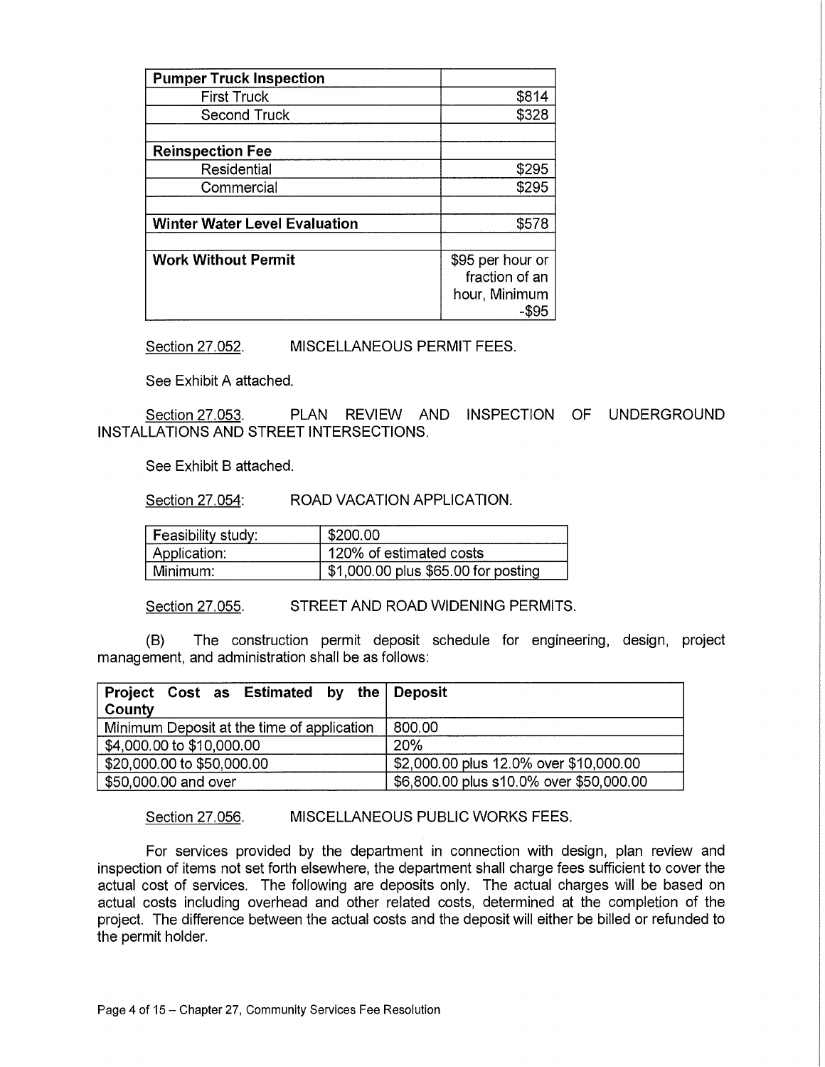| Pumper Truck Inspection | |
|---|---|
| First Truck | $814 |
| Second Truck | $328 |
| | |
| **Reinspection Fee** | |
| Residential | $295 |
| Commercial | $295 |
| | |
| **Winter Water Level Evaluation** | $578 |
| | |
| **Work Without Permit** | $95 per hour or fraction of an hour, Minimum -$95 |

Section 27.052. MISCELLANEOUS PERMIT FEES.

See Exhibit A attached.

Section 27.053. PLAN REVIEW AND INSPECTION OF UNDERGROUND INSTALLATIONS AND STREET INTERSECTIONS.

See Exhibit B attached.

Section 27.054: ROAD VACATION APPLICATION.

| Feasibility study: | $200.00 |
|---|---|
| Application: | 120% of estimated costs |
| Minimum: | $1,000.00 plus $65.00 for posting |

Section 27.055. STREET AND ROAD WIDENING PERMITS.

(B) The construction permit deposit schedule for engineering, design, project management, and administration shall be as follows:

| Project Cost as Estimated by the County | Deposit |
|---|---|
| Minimum Deposit at the time of application | 800.00 |
| $4,000.00 to $10,000.00 | 20% |
| $20,000.00 to $50,000.00 | $2,000.00 plus 12.0% over $10,000.00 |
| $50,000.00 and over | $6,800.00 plus s10.0% over $50,000.00 |

Section 27.056. MISCELLANEOUS PUBLIC WORKS FEES.

For services provided by the department in connection with design, plan review and inspection of items not set forth elsewhere, the department shall charge fees sufficient to cover the actual cost of services. The following are deposits only. The actual charges will be based on actual costs including overhead and other related costs, determined at the completion of the project. The difference between the actual costs and the deposit will either be billed or refunded to the permit holder.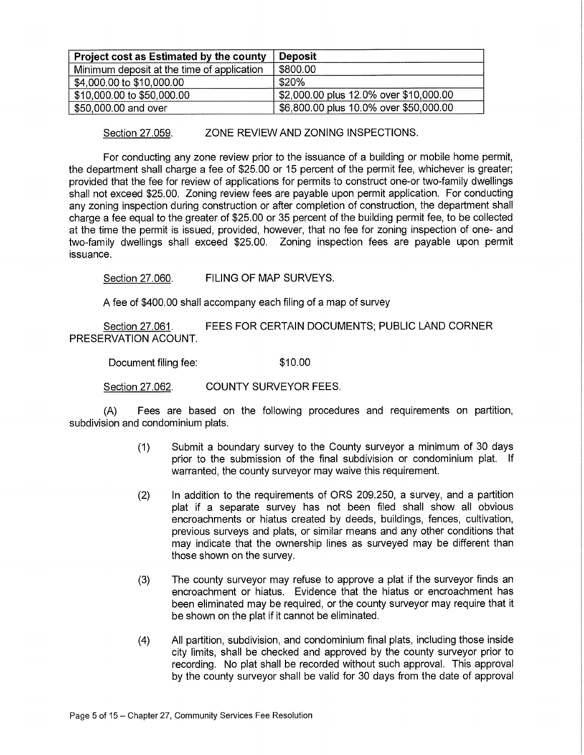| Project cost as Estimated by the county | Deposit |
| --- | --- |
| Minimum deposit at the time of application | $800.00 |
| $4,000.00 to $10,000.00 | $20% |
| $10,000.00 to $50,000.00 | $2,000.00 plus 12.0% over $10,000.00 |
| $50,000.00 and over | $6,800.00 plus 10.0% over $50,000.00 |

Section 27.059. ZONE REVIEW AND ZONING INSPECTIONS.

For conducting any zone review prior to the issuance of a building or mobile home permit, the department shall charge a fee of $25.00 or 15 percent of the permit fee, whichever is greater; provided that the fee for review of applications for permits to construct one-or two-family dwellings shall not exceed $25.00. Zoning review fees are payable upon permit application. For conducting any zoning inspection during construction or after completion of construction, the department shall charge a fee equal to the greater of $25.00 or 35 percent of the building permit fee, to be collected at the time the permit is issued, provided, however, that no fee for zoning inspection of one- and two-family dwellings shall exceed $25.00. Zoning inspection fees are payable upon permit issuance.

Section 27.060. FILING OF MAP SURVEYS.

A fee of $400.00 shall accompany each filing of a map of survey

Section 27.061. FEES FOR CERTAIN DOCUMENTS; PUBLIC LAND CORNER PRESERVATION ACOUNT.

Document filing fee: $10.00

Section 27.062. COUNTY SURVEYOR FEES.

(A) Fees are based on the following procedures and requirements on partition, subdivision and condominium plats.

(1) Submit a boundary survey to the County surveyor a minimum of 30 days prior to the submission of the final subdivision or condominium plat. If warranted, the county surveyor may waive this requirement.

(2) In addition to the requirements of ORS 209.250, a survey, and a partition plat if a separate survey has not been filed shall show all obvious encroachments or hiatus created by deeds, buildings, fences, cultivation, previous surveys and plats, or similar means and any other conditions that may indicate that the ownership lines as surveyed may be different than those shown on the survey.

(3) The county surveyor may refuse to approve a plat if the surveyor finds an encroachment or hiatus. Evidence that the hiatus or encroachment has been eliminated may be required, or the county surveyor may require that it be shown on the plat if it cannot be eliminated.

(4) All partition, subdivision, and condominium final plats, including those inside city limits, shall be checked and approved by the county surveyor prior to recording. No plat shall be recorded without such approval. This approval by the county surveyor shall be valid for 30 days from the date of approval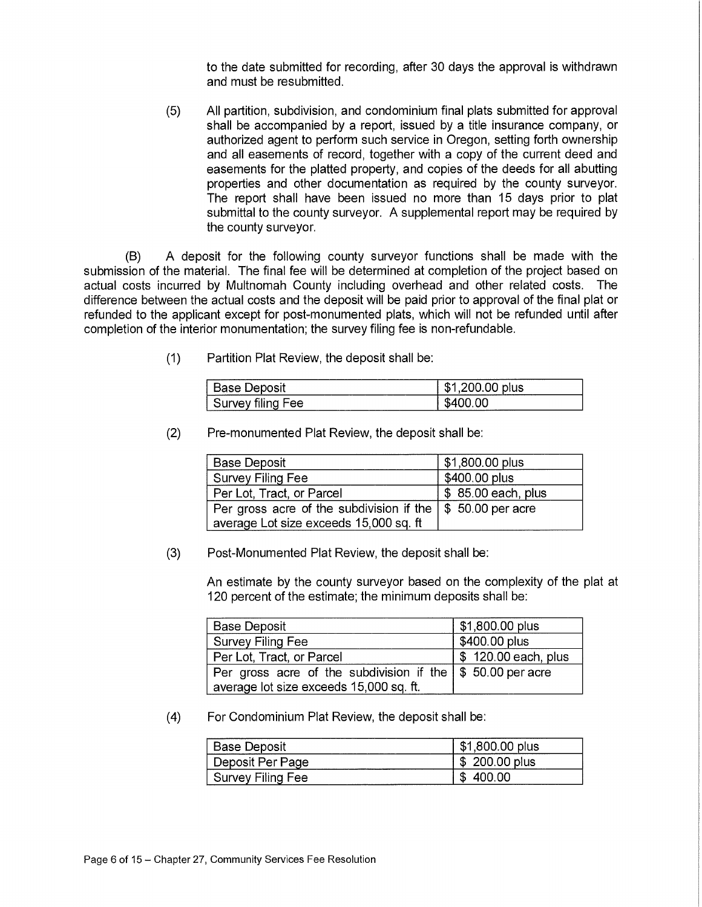to the date submitted for recording, after 30 days the approval is withdrawn and must be resubmitted.

(5) All partition, subdivision, and condominium final plats submitted for approval shall be accompanied by a report, issued by a title insurance company, or authorized agent to perform such service in Oregon, setting forth ownership and all easements of record, together with a copy of the current deed and easements for the platted property, and copies of the deeds for all abutting properties and other documentation as required by the county surveyor. The report shall have been issued no more than 15 days prior to plat submittal to the county surveyor. A supplemental report may be required by the county surveyor.

(B) A deposit for the following county surveyor functions shall be made with the submission of the material. The final fee will be determined at completion of the project based on actual costs incurred by Multnomah County including overhead and other related costs. The difference between the actual costs and the deposit will be paid prior to approval of the final plat or refunded to the applicant except for post-monumented plats, which will not be refunded until after completion of the interior monumentation; the survey filing fee is non-refundable.

(1) Partition Plat Review, the deposit shall be:

| Base Deposit | $1,200.00 plus |
|---|---|
| Survey filing Fee | $400.00 |

(2) Pre-monumented Plat Review, the deposit shall be:

| Base Deposit | $1,800.00 plus |
|---|---|
| Survey Filing Fee | $400.00 plus |
| Per Lot, Tract, or Parcel | $ 85.00 each, plus |
| Per gross acre of the subdivision if the average Lot size exceeds 15,000 sq. ft | $ 50.00 per acre |

(3) Post-Monumented Plat Review, the deposit shall be:

An estimate by the county surveyor based on the complexity of the plat at 120 percent of the estimate; the minimum deposits shall be:

| Base Deposit | $1,800.00 plus |
|---|---|
| Survey Filing Fee | $400.00 plus |
| Per Lot, Tract, or Parcel | $ 120.00 each, plus |
| Per gross acre of the subdivision if the average lot size exceeds 15,000 sq. ft. | $ 50.00 per acre |

(4) For Condominium Plat Review, the deposit shall be:

| Base Deposit | $1,800.00 plus |
|---|---|
| Deposit Per Page | $ 200.00 plus |
| Survey Filing Fee | $ 400.00 |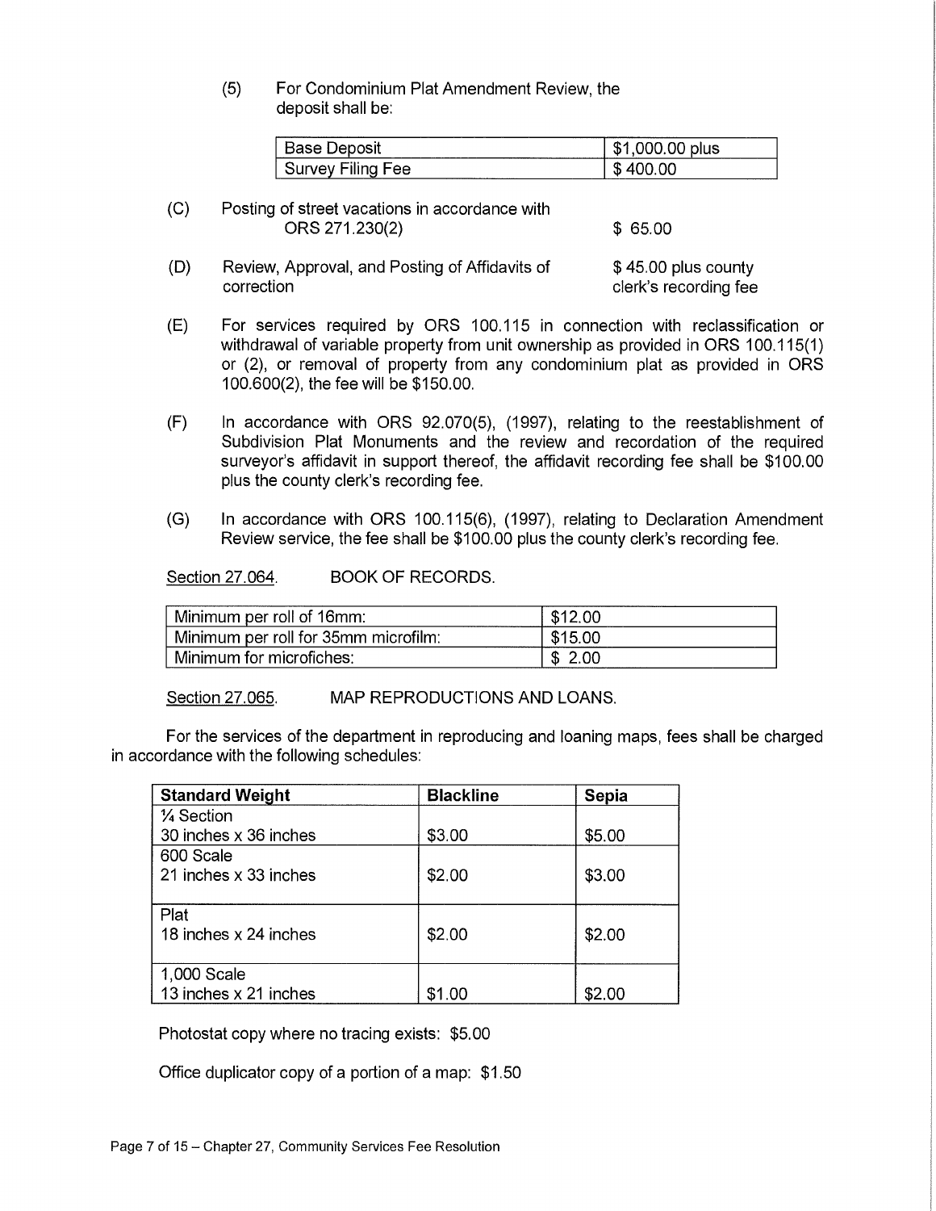(5) For Condominium Plat Amendment Review, the deposit shall be:

| Base Deposit | $1,000.00 plus |
|---|---|
| Survey Filing Fee | $ 400.00 |

(C) Posting of street vacations in accordance with ORS 271.230(2) $ 65.00

(D) Review, Approval, and Posting of Affidavits of correction $ 45.00 plus county clerk's recording fee

(E) For services required by ORS 100.115 in connection with reclassification or withdrawal of variable property from unit ownership as provided in ORS 100.115(1) or (2), or removal of property from any condominium plat as provided in ORS 100.600(2), the fee will be $150.00.

(F) In accordance with ORS 92.070(5), (1997), relating to the reestablishment of Subdivision Plat Monuments and the review and recordation of the required surveyor's affidavit in support thereof, the affidavit recording fee shall be $100.00 plus the county clerk's recording fee.

(G) In accordance with ORS 100.115(6), (1997), relating to Declaration Amendment Review service, the fee shall be $100.00 plus the county clerk's recording fee.

<u>Section 27.064</u>. BOOK OF RECORDS.

| Minimum per roll of 16mm: | $12.00 |
|---|---|
| Minimum per roll for 35mm microfilm: | $15.00 |
| Minimum for microfiches: | $ 2.00 |

<u>Section 27.065</u>. MAP REPRODUCTIONS AND LOANS.

For the services of the department in reproducing and loaning maps, fees shall be charged in accordance with the following schedules:

| **Standard Weight** | **Blackline** | **Sepia** |
|---|---|---|
| ¼ Section<br>30 inches x 36 inches | $3.00 | $5.00 |
| 600 Scale<br>21 inches x 33 inches | $2.00 | $3.00 |
| Plat<br>18 inches x 24 inches | $2.00 | $2.00 |
| 1,000 Scale<br>13 inches x 21 inches | $1.00 | $2.00 |

Photostat copy where no tracing exists: $5.00

Office duplicator copy of a portion of a map: $1.50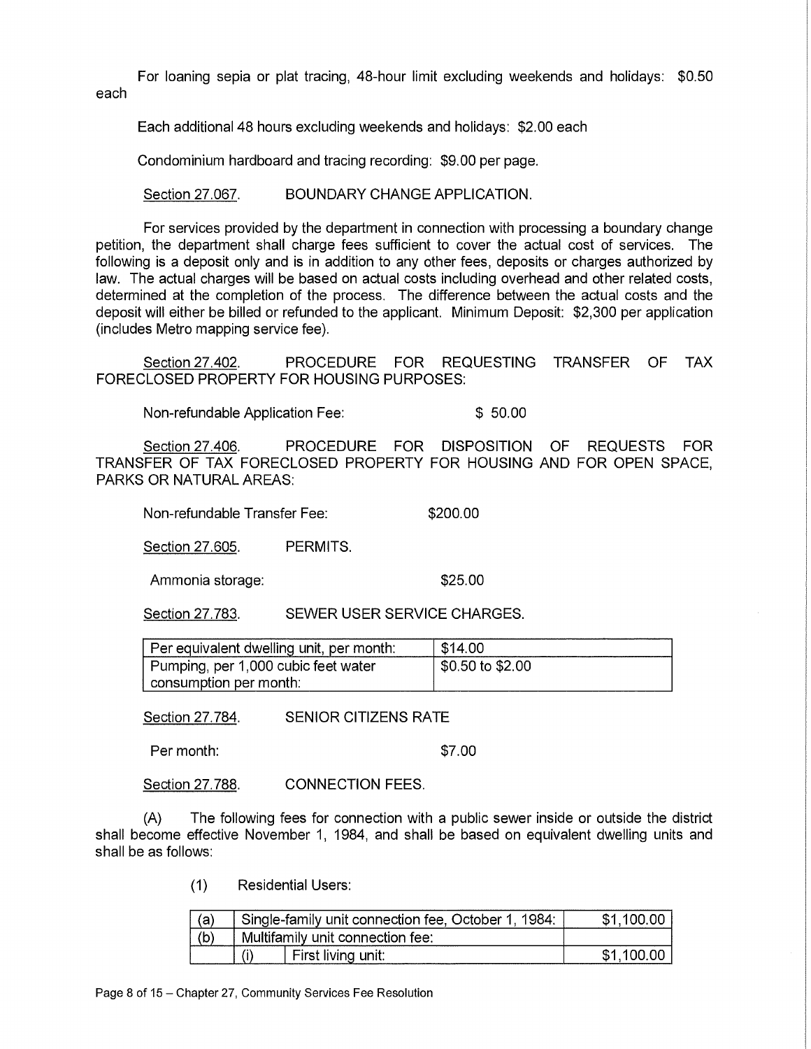For loaning sepia or plat tracing, 48-hour limit excluding weekends and holidays: $0.50 each

Each additional 48 hours excluding weekends and holidays: $2.00 each

Condominium hardboard and tracing recording: $9.00 per page.

Section 27.067. BOUNDARY CHANGE APPLICATION.

For services provided by the department in connection with processing a boundary change petition, the department shall charge fees sufficient to cover the actual cost of services. The following is a deposit only and is in addition to any other fees, deposits or charges authorized by law. The actual charges will be based on actual costs including overhead and other related costs, determined at the completion of the process. The difference between the actual costs and the deposit will either be billed or refunded to the applicant. Minimum Deposit: $2,300 per application (includes Metro mapping service fee).

Section 27.402. PROCEDURE FOR REQUESTING TRANSFER OF TAX FORECLOSED PROPERTY FOR HOUSING PURPOSES:

Non-refundable Application Fee: $ 50.00

Section 27.406. PROCEDURE FOR DISPOSITION OF REQUESTS FOR TRANSFER OF TAX FORECLOSED PROPERTY FOR HOUSING AND FOR OPEN SPACE, PARKS OR NATURAL AREAS:

Non-refundable Transfer Fee: $200.00

Section 27.605. PERMITS.

Ammonia storage: $25.00

Section 27.783. SEWER USER SERVICE CHARGES.

| Per equivalent dwelling unit, per month: | $14.00 |
|---|---|
| Pumping, per 1,000 cubic feet water consumption per month: | $0.50 to $2.00 |

Section 27.784. SENIOR CITIZENS RATE

Per month: $7.00

Section 27.788. CONNECTION FEES.

(A) The following fees for connection with a public sewer inside or outside the district shall become effective November 1, 1984, and shall be based on equivalent dwelling units and shall be as follows:

(1) Residential Users:

| (a) | Single-family unit connection fee, October 1, 1984: | | $1,100.00 |
|---|---|---|---|
| (b) | Multifamily unit connection fee: | | |
| | (i) | First living unit: | $1,100.00 |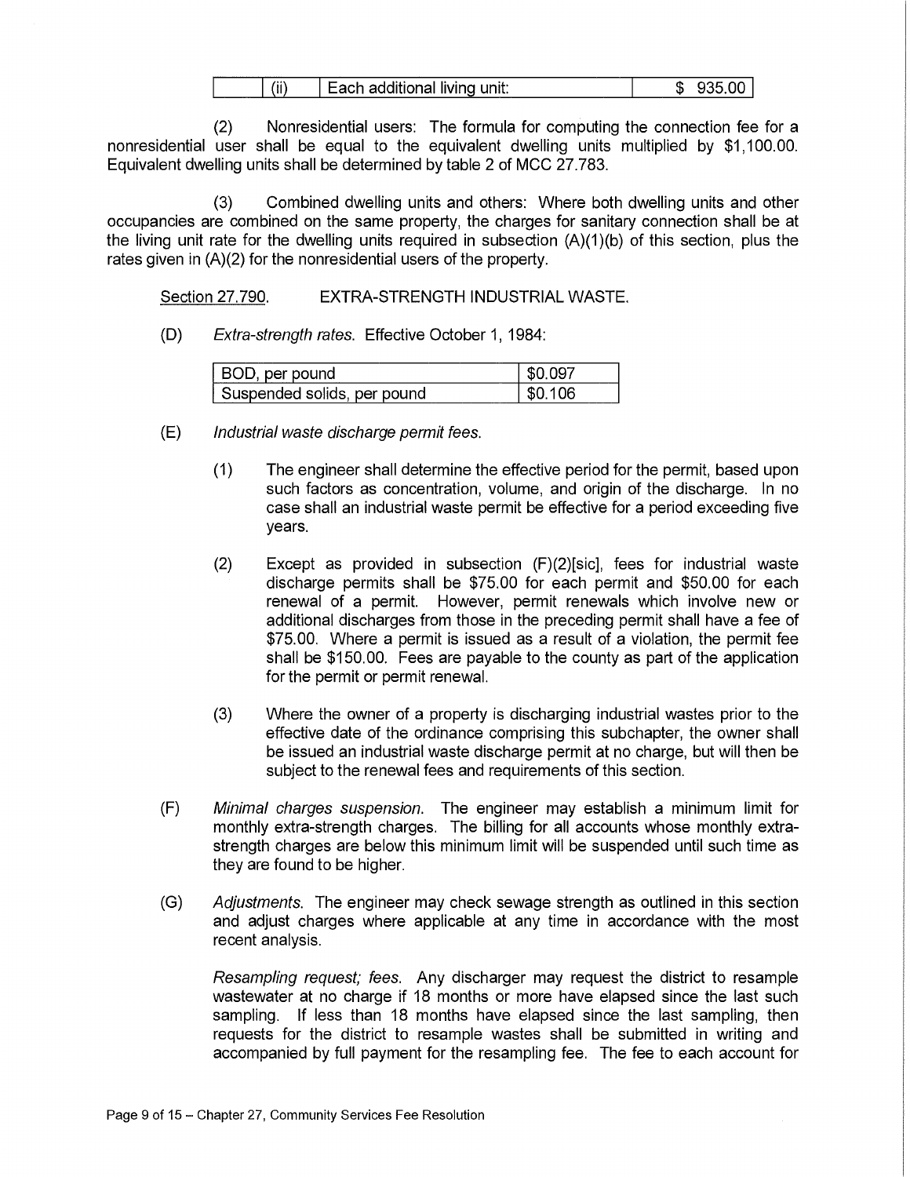| | (ii) | Each additional living unit: | $ 935.00 |
|---|---|---|---|

(2) Nonresidential users: The formula for computing the connection fee for a nonresidential user shall be equal to the equivalent dwelling units multiplied by $1,100.00. Equivalent dwelling units shall be determined by table 2 of MCC 27.783.

(3) Combined dwelling units and others: Where both dwelling units and other occupancies are combined on the same property, the charges for sanitary connection shall be at the living unit rate for the dwelling units required in subsection (A)(1)(b) of this section, plus the rates given in (A)(2) for the nonresidential users of the property.

Section 27.790. EXTRA-STRENGTH INDUSTRIAL WASTE.

(D) *Extra-strength rates.* Effective October 1, 1984:

| BOD, per pound | $0.097 |
|---|---|
| Suspended solids, per pound | $0.106 |

(E) *Industrial waste discharge permit fees.*

(1) The engineer shall determine the effective period for the permit, based upon such factors as concentration, volume, and origin of the discharge. In no case shall an industrial waste permit be effective for a period exceeding five years.

(2) Except as provided in subsection (F)(2)[sic], fees for industrial waste discharge permits shall be $75.00 for each permit and $50.00 for each renewal of a permit. However, permit renewals which involve new or additional discharges from those in the preceding permit shall have a fee of $75.00. Where a permit is issued as a result of a violation, the permit fee shall be $150.00. Fees are payable to the county as part of the application for the permit or permit renewal.

(3) Where the owner of a property is discharging industrial wastes prior to the effective date of the ordinance comprising this subchapter, the owner shall be issued an industrial waste discharge permit at no charge, but will then be subject to the renewal fees and requirements of this section.

(F) *Minimal charges suspension.* The engineer may establish a minimum limit for monthly extra-strength charges. The billing for all accounts whose monthly extra-strength charges are below this minimum limit will be suspended until such time as they are found to be higher.

(G) *Adjustments.* The engineer may check sewage strength as outlined in this section and adjust charges where applicable at any time in accordance with the most recent analysis.

*Resampling request; fees.* Any discharger may request the district to resample wastewater at no charge if 18 months or more have elapsed since the last such sampling. If less than 18 months have elapsed since the last sampling, then requests for the district to resample wastes shall be submitted in writing and accompanied by full payment for the resampling fee. The fee to each account for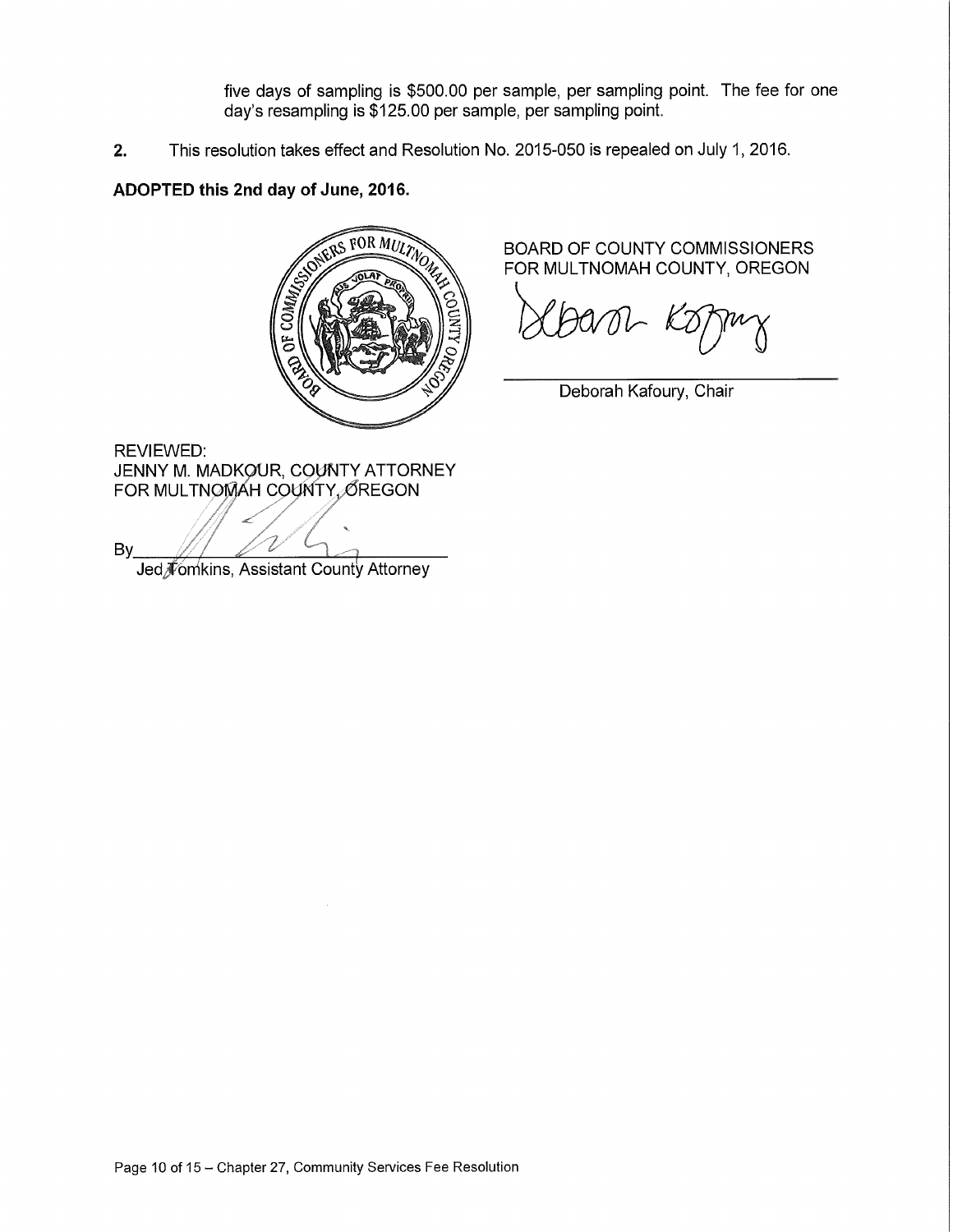five days of sampling is $500.00 per sample, per sampling point. The fee for one day's resampling is $125.00 per sample, per sampling point.

**2.** This resolution takes effect and Resolution No. 2015-050 is repealed on July 1, 2016.

**ADOPTED this 2nd day of June, 2016.**

BOARD OF COUNTY COMMISSIONERS
FOR MULTNOMAH COUNTY, OREGON

Deborah Kafoury, Chair

REVIEWED:
JENNY M. MADKOUR, COUNTY ATTORNEY
FOR MULTNOMAH COUNTY, OREGON

By
Jed Tomkins, Assistant County Attorney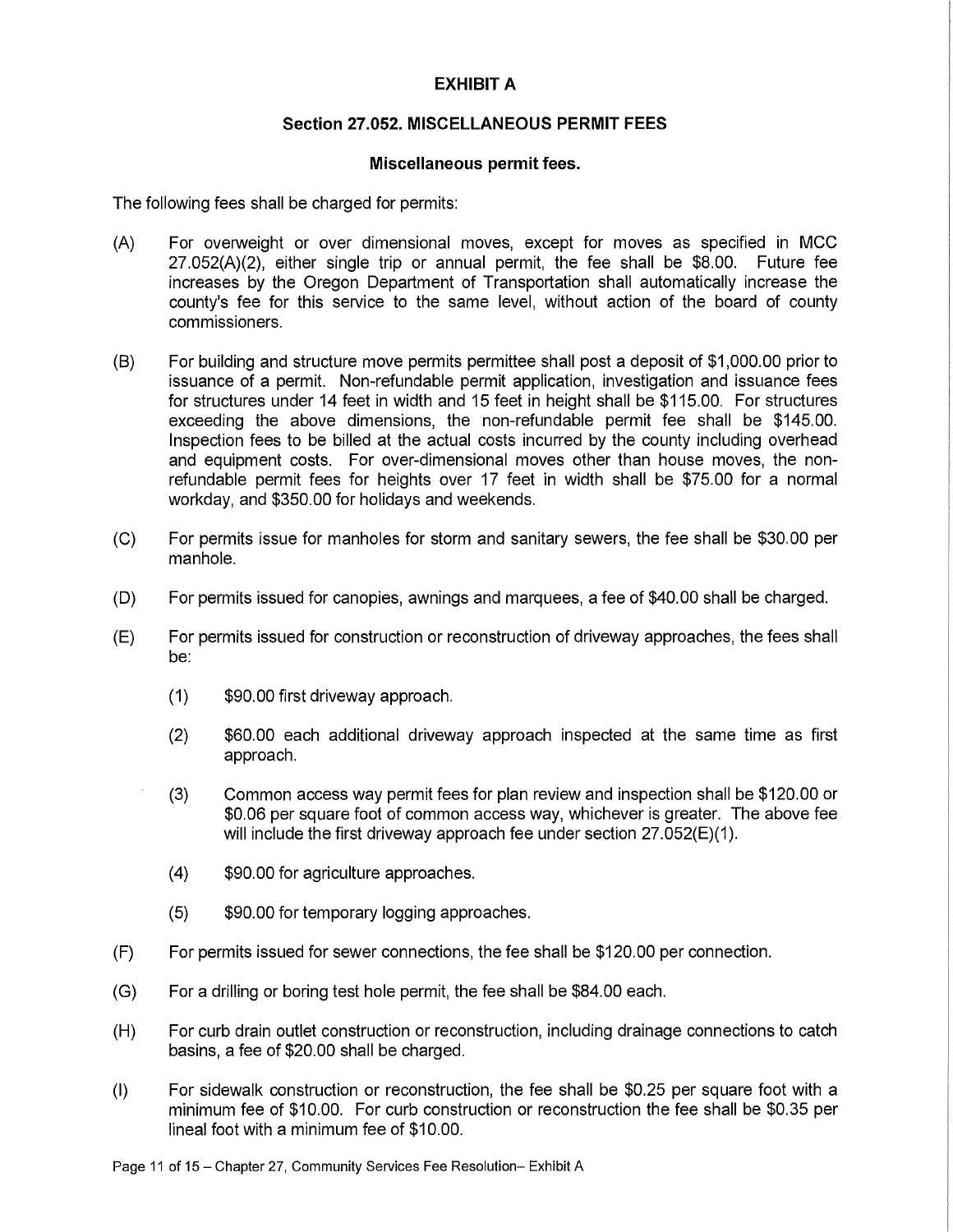# EXHIBIT A

## Section 27.052. MISCELLANEOUS PERMIT FEES

### Miscellaneous permit fees.

The following fees shall be charged for permits:

(A) For overweight or over dimensional moves, except for moves as specified in MCC 27.052(A)(2), either single trip or annual permit, the fee shall be $8.00. Future fee increases by the Oregon Department of Transportation shall automatically increase the county's fee for this service to the same level, without action of the board of county commissioners.

(B) For building and structure move permits permittee shall post a deposit of $1,000.00 prior to issuance of a permit. Non-refundable permit application, investigation and issuance fees for structures under 14 feet in width and 15 feet in height shall be $115.00. For structures exceeding the above dimensions, the non-refundable permit fee shall be $145.00. Inspection fees to be billed at the actual costs incurred by the county including overhead and equipment costs. For over-dimensional moves other than house moves, the non-refundable permit fees for heights over 17 feet in width shall be $75.00 for a normal workday, and $350.00 for holidays and weekends.

(C) For permits issue for manholes for storm and sanitary sewers, the fee shall be $30.00 per manhole.

(D) For permits issued for canopies, awnings and marquees, a fee of $40.00 shall be charged.

(E) For permits issued for construction or reconstruction of driveway approaches, the fees shall be:

  (1) $90.00 first driveway approach.

  (2) $60.00 each additional driveway approach inspected at the same time as first approach.

  (3) Common access way permit fees for plan review and inspection shall be $120.00 or $0.06 per square foot of common access way, whichever is greater. The above fee will include the first driveway approach fee under section 27.052(E)(1).

  (4) $90.00 for agriculture approaches.

  (5) $90.00 for temporary logging approaches.

(F) For permits issued for sewer connections, the fee shall be $120.00 per connection.

(G) For a drilling or boring test hole permit, the fee shall be $84.00 each.

(H) For curb drain outlet construction or reconstruction, including drainage connections to catch basins, a fee of $20.00 shall be charged.

(I) For sidewalk construction or reconstruction, the fee shall be $0.25 per square foot with a minimum fee of $10.00. For curb construction or reconstruction the fee shall be $0.35 per lineal foot with a minimum fee of $10.00.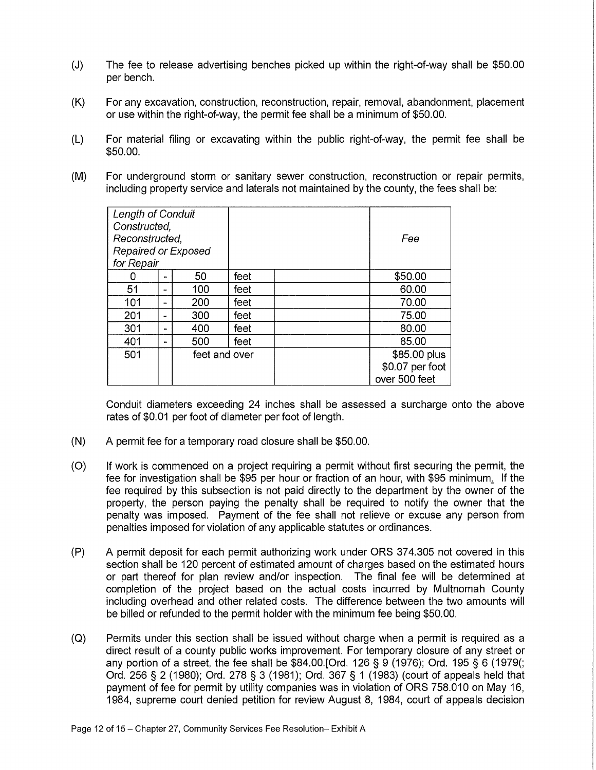(J) The fee to release advertising benches picked up within the right-of-way shall be $50.00 per bench.

(K) For any excavation, construction, reconstruction, repair, removal, abandonment, placement or use within the right-of-way, the permit fee shall be a minimum of $50.00.

(L) For material filing or excavating within the public right-of-way, the permit fee shall be $50.00.

(M) For underground storm or sanitary sewer construction, reconstruction or repair permits, including property service and laterals not maintained by the county, the fees shall be:

| *Length of Conduit Constructed, Reconstructed, Repaired or Exposed for Repair* | | | | | *Fee* |
|---|---|---|---|---|---|
| 0 | - | 50 | feet | | $50.00 |
| 51 | - | 100 | feet | | 60.00 |
| 101 | - | 200 | feet | | 70.00 |
| 201 | - | 300 | feet | | 75.00 |
| 301 | - | 400 | feet | | 80.00 |
| 401 | - | 500 | feet | | 85.00 |
| 501 | | feet and over | | | $85.00 plus $0.07 per foot over 500 feet |

Conduit diameters exceeding 24 inches shall be assessed a surcharge onto the above rates of $0.01 per foot of diameter per foot of length.

(N) A permit fee for a temporary road closure shall be $50.00.

(O) If work is commenced on a project requiring a permit without first securing the permit, the fee for investigation shall be $95 per hour or fraction of an hour, with $95 minimum. If the fee required by this subsection is not paid directly to the department by the owner of the property, the person paying the penalty shall be required to notify the owner that the penalty was imposed. Payment of the fee shall not relieve or excuse any person from penalties imposed for violation of any applicable statutes or ordinances.

(P) A permit deposit for each permit authorizing work under ORS 374.305 not covered in this section shall be 120 percent of estimated amount of charges based on the estimated hours or part thereof for plan review and/or inspection. The final fee will be determined at completion of the project based on the actual costs incurred by Multnomah County including overhead and other related costs. The difference between the two amounts will be billed or refunded to the permit holder with the minimum fee being $50.00.

(Q) Permits under this section shall be issued without charge when a permit is required as a direct result of a county public works improvement. For temporary closure of any street or any portion of a street, the fee shall be $84.00.[Ord. 126 § 9 (1976); Ord. 195 § 6 (1979(; Ord. 256 § 2 (1980); Ord. 278 § 3 (1981); Ord. 367 § 1 (1983) (court of appeals held that payment of fee for permit by utility companies was in violation of ORS 758.010 on May 16, 1984, supreme court denied petition for review August 8, 1984, court of appeals decision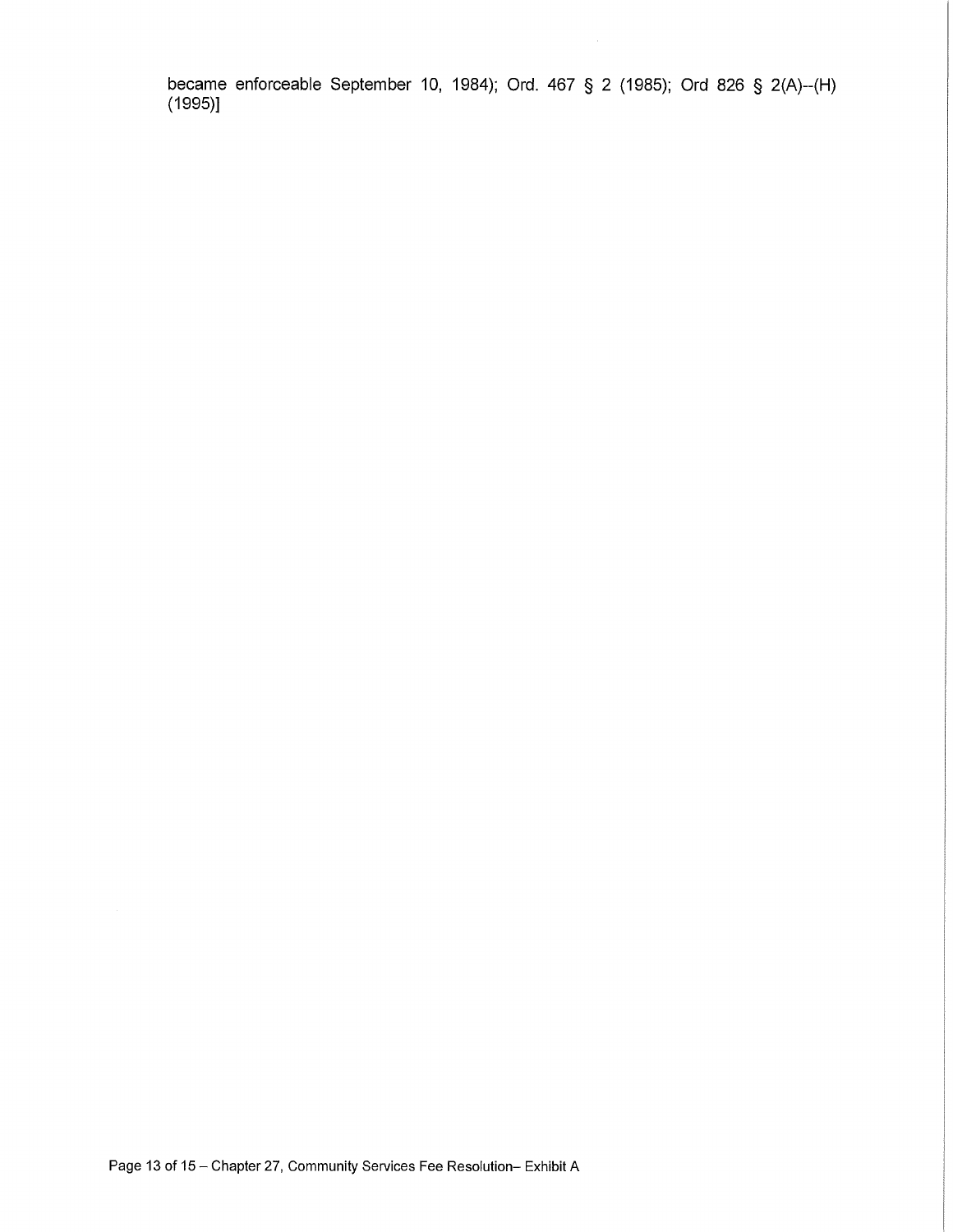became enforceable September 10, 1984); Ord. 467 § 2 (1985); Ord 826 § 2(A)--(H) (1995)]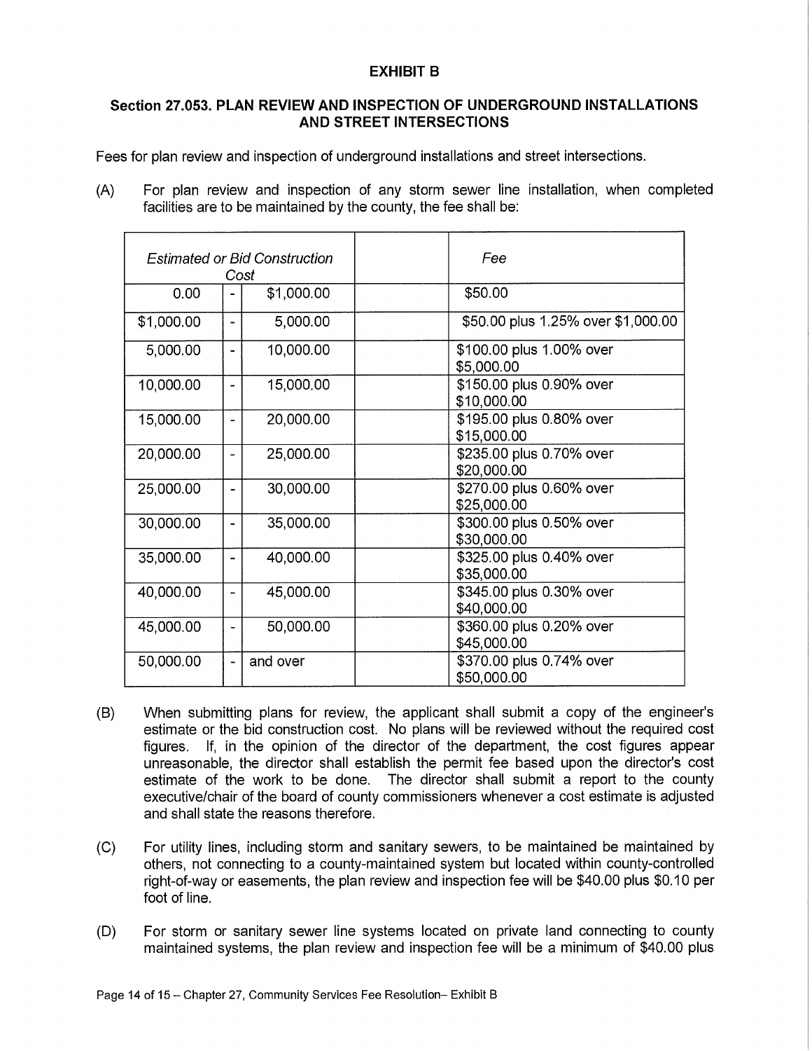# EXHIBIT B

## Section 27.053. PLAN REVIEW AND INSPECTION OF UNDERGROUND INSTALLATIONS AND STREET INTERSECTIONS

Fees for plan review and inspection of underground installations and street intersections.

(A) For plan review and inspection of any storm sewer line installation, when completed facilities are to be maintained by the county, the fee shall be:

| *Estimated or Bid Construction Cost* | | | | *Fee* |
|---|---|---|---|---|
| 0.00 | - | $1,000.00 | | $50.00 |
| $1,000.00 | - | 5,000.00 | | $50.00 plus 1.25% over $1,000.00 |
| 5,000.00 | - | 10,000.00 | | $100.00 plus 1.00% over $5,000.00 |
| 10,000.00 | - | 15,000.00 | | $150.00 plus 0.90% over $10,000.00 |
| 15,000.00 | - | 20,000.00 | | $195.00 plus 0.80% over $15,000.00 |
| 20,000.00 | - | 25,000.00 | | $235.00 plus 0.70% over $20,000.00 |
| 25,000.00 | - | 30,000.00 | | $270.00 plus 0.60% over $25,000.00 |
| 30,000.00 | - | 35,000.00 | | $300.00 plus 0.50% over $30,000.00 |
| 35,000.00 | - | 40,000.00 | | $325.00 plus 0.40% over $35,000.00 |
| 40,000.00 | - | 45,000.00 | | $345.00 plus 0.30% over $40,000.00 |
| 45,000.00 | - | 50,000.00 | | $360.00 plus 0.20% over $45,000.00 |
| 50,000.00 | - | and over | | $370.00 plus 0.74% over $50,000.00 |

(B) When submitting plans for review, the applicant shall submit a copy of the engineer's estimate or the bid construction cost. No plans will be reviewed without the required cost figures. If, in the opinion of the director of the department, the cost figures appear unreasonable, the director shall establish the permit fee based upon the director's cost estimate of the work to be done. The director shall submit a report to the county executive/chair of the board of county commissioners whenever a cost estimate is adjusted and shall state the reasons therefore.

(C) For utility lines, including storm and sanitary sewers, to be maintained be maintained by others, not connecting to a county-maintained system but located within county-controlled right-of-way or easements, the plan review and inspection fee will be $40.00 plus $0.10 per foot of line.

(D) For storm or sanitary sewer line systems located on private land connecting to county maintained systems, the plan review and inspection fee will be a minimum of $40.00 plus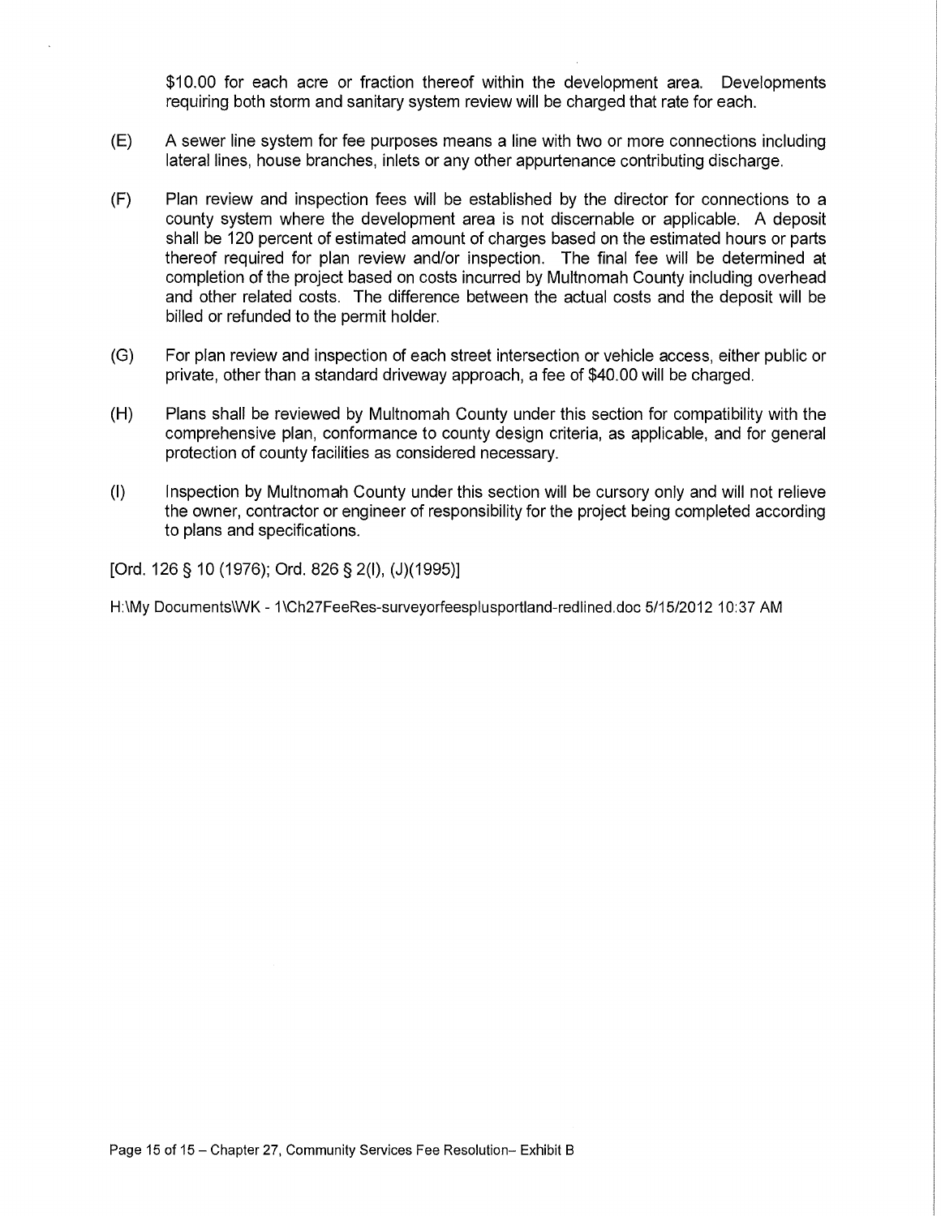$10.00 for each acre or fraction thereof within the development area. Developments requiring both storm and sanitary system review will be charged that rate for each.

(E) A sewer line system for fee purposes means a line with two or more connections including lateral lines, house branches, inlets or any other appurtenance contributing discharge.

(F) Plan review and inspection fees will be established by the director for connections to a county system where the development area is not discernable or applicable. A deposit shall be 120 percent of estimated amount of charges based on the estimated hours or parts thereof required for plan review and/or inspection. The final fee will be determined at completion of the project based on costs incurred by Multnomah County including overhead and other related costs. The difference between the actual costs and the deposit will be billed or refunded to the permit holder.

(G) For plan review and inspection of each street intersection or vehicle access, either public or private, other than a standard driveway approach, a fee of $40.00 will be charged.

(H) Plans shall be reviewed by Multnomah County under this section for compatibility with the comprehensive plan, conformance to county design criteria, as applicable, and for general protection of county facilities as considered necessary.

(I) Inspection by Multnomah County under this section will be cursory only and will not relieve the owner, contractor or engineer of responsibility for the project being completed according to plans and specifications.

[Ord. 126 § 10 (1976); Ord. 826 § 2(I), (J)(1995)]

H:\My Documents\WK - 1\Ch27FeeRes-surveyorfeesplusportland-redlined.doc 5/15/2012 10:37 AM